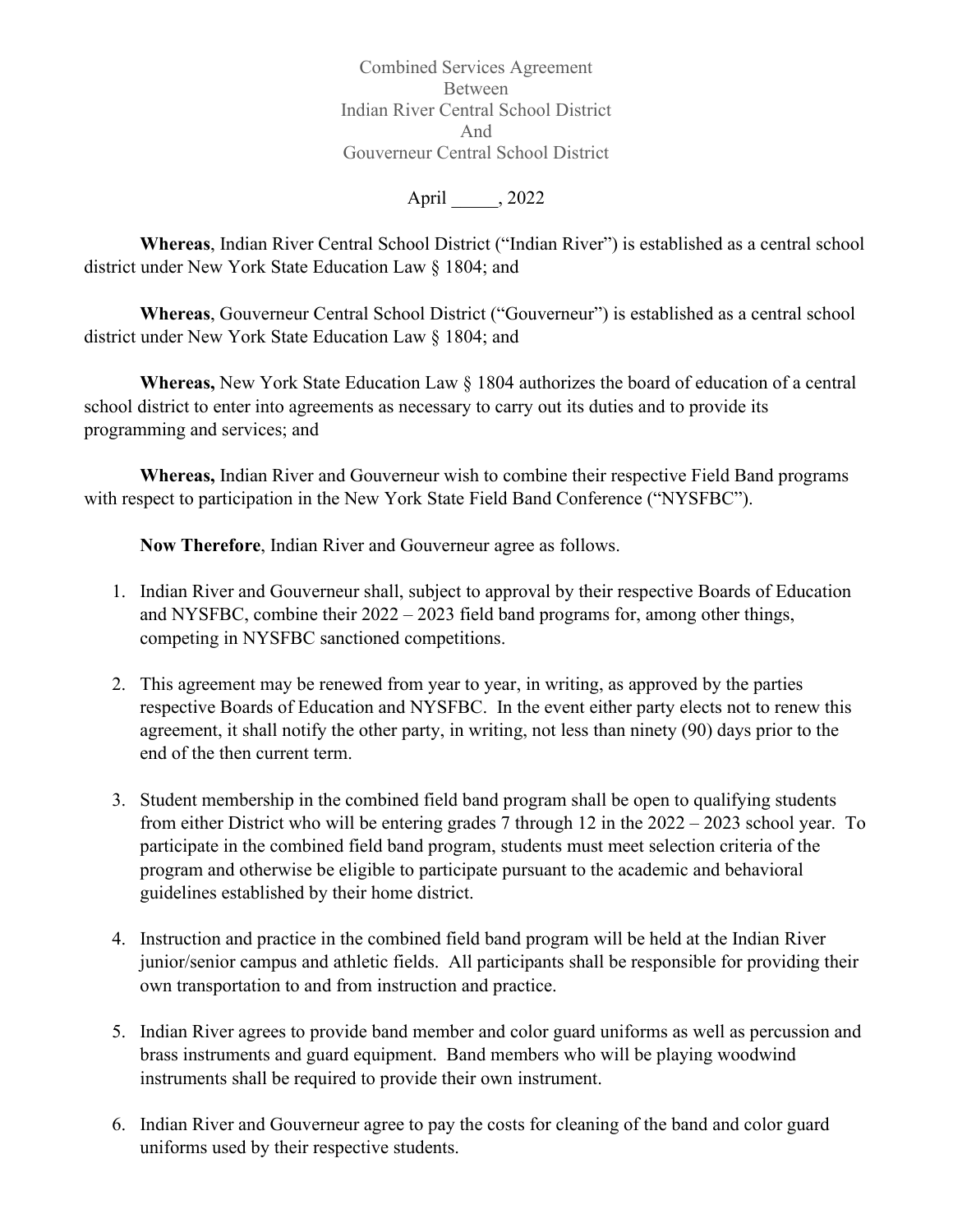# Combined Services Agreement
## Between
## Indian River Central School District
## And
## Gouverneur Central School District

April _____, 2022

**Whereas**, Indian River Central School District ("Indian River") is established as a central school district under New York State Education Law § 1804; and

**Whereas**, Gouverneur Central School District ("Gouverneur") is established as a central school district under New York State Education Law § 1804; and

**Whereas,** New York State Education Law § 1804 authorizes the board of education of a central school district to enter into agreements as necessary to carry out its duties and to provide its programming and services; and

**Whereas,** Indian River and Gouverneur wish to combine their respective Field Band programs with respect to participation in the New York State Field Band Conference ("NYSFBC").

**Now Therefore**, Indian River and Gouverneur agree as follows.

1. Indian River and Gouverneur shall, subject to approval by their respective Boards of Education and NYSFBC, combine their 2022 – 2023 field band programs for, among other things, competing in NYSFBC sanctioned competitions.

2. This agreement may be renewed from year to year, in writing, as approved by the parties respective Boards of Education and NYSFBC. In the event either party elects not to renew this agreement, it shall notify the other party, in writing, not less than ninety (90) days prior to the end of the then current term.

3. Student membership in the combined field band program shall be open to qualifying students from either District who will be entering grades 7 through 12 in the 2022 – 2023 school year. To participate in the combined field band program, students must meet selection criteria of the program and otherwise be eligible to participate pursuant to the academic and behavioral guidelines established by their home district.

4. Instruction and practice in the combined field band program will be held at the Indian River junior/senior campus and athletic fields. All participants shall be responsible for providing their own transportation to and from instruction and practice.

5. Indian River agrees to provide band member and color guard uniforms as well as percussion and brass instruments and guard equipment. Band members who will be playing woodwind instruments shall be required to provide their own instrument.

6. Indian River and Gouverneur agree to pay the costs for cleaning of the band and color guard uniforms used by their respective students.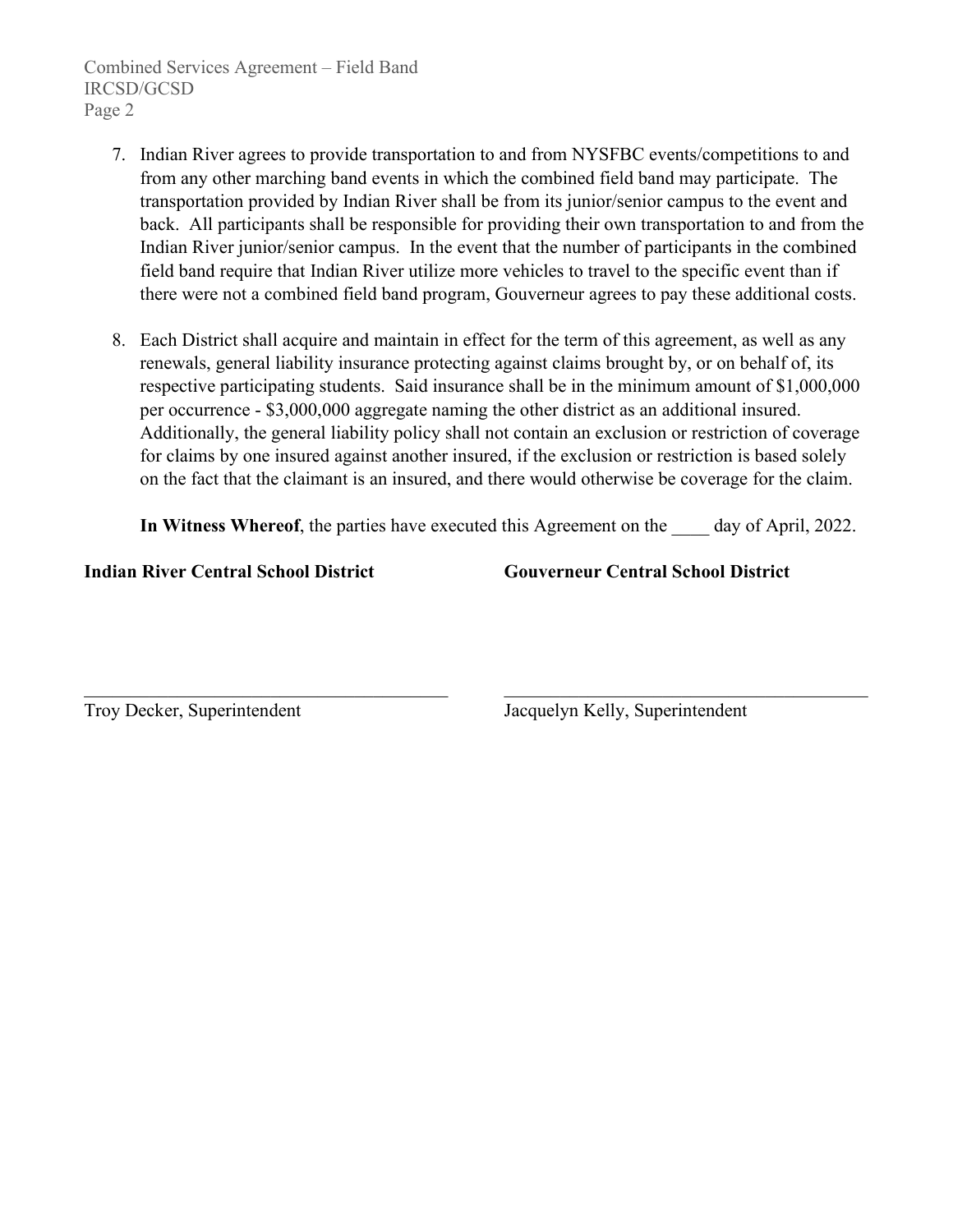7. Indian River agrees to provide transportation to and from NYSFBC events/competitions to and from any other marching band events in which the combined field band may participate. The transportation provided by Indian River shall be from its junior/senior campus to the event and back. All participants shall be responsible for providing their own transportation to and from the Indian River junior/senior campus. In the event that the number of participants in the combined field band require that Indian River utilize more vehicles to travel to the specific event than if there were not a combined field band program, Gouverneur agrees to pay these additional costs.

8. Each District shall acquire and maintain in effect for the term of this agreement, as well as any renewals, general liability insurance protecting against claims brought by, or on behalf of, its respective participating students. Said insurance shall be in the minimum amount of $1,000,000 per occurrence - $3,000,000 aggregate naming the other district as an additional insured. Additionally, the general liability policy shall not contain an exclusion or restriction of coverage for claims by one insured against another insured, if the exclusion or restriction is based solely on the fact that the claimant is an insured, and there would otherwise be coverage for the claim.

**In Witness Whereof**, the parties have executed this Agreement on the ____ day of April, 2022.

**Indian River Central School District**

_______________________________________

Troy Decker, Superintendent

**Gouverneur Central School District**

_______________________________________

Jacquelyn Kelly, Superintendent